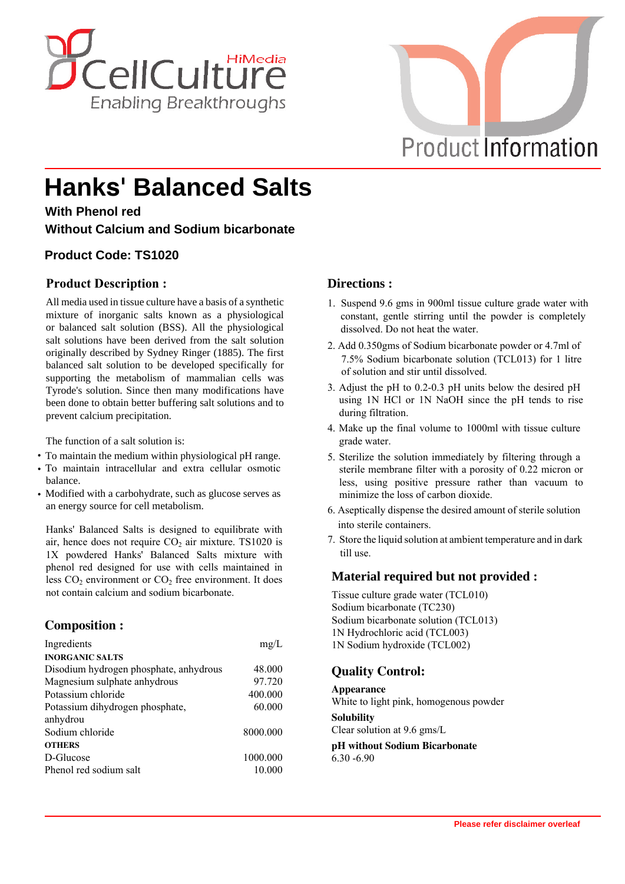# Hanks' Balanced Salts

**With Phenol red**

**Without Calcium and Sodium bicarbonate**

**Product Code: TS1020**

## Product Description :

All media used in tissue culture have a basis of a synthetic mixture of inorganic salts known as a physiological or balanced salt solution (BSS). All the physiological salt solutions have been derived from the salt solution originally described by Sydney Ringer (1885). The first balanced salt solution to be developed specifically for supporting the metabolism of mammalian cells was Tyrode's solution. Since then many modifications have been done to obtain better buffering salt solutions and to prevent calcium precipitation.

The function of a salt solution is:

- To maintain the medium within physiological pH range.
- To maintain intracellular and extra cellular osmotic balance.
- Modified with a carbohydrate, such as glucose serves as an energy source for cell metabolism.

Hanks' Balanced Salts is designed to equilibrate with air, hence does not require $CO_2$ air mixture. TS1020 is 1X powdered Hanks' Balanced Salts mixture with phenol red designed for use with cells maintained in less $CO_2$ environment or $CO_2$ free environment. It does not contain calcium and sodium bicarbonate.

## Composition :

| Ingredients | mg/L |
|---|---|
| **INORGANIC SALTS** | |
| Disodium hydrogen phosphate, anhydrous | 48.000 |
| Magnesium sulphate anhydrous | 97.720 |
| Potassium chloride | 400.000 |
| Potassium dihydrogen phosphate, anhydrou | 60.000 |
| Sodium chloride | 8000.000 |
| **OTHERS** | |
| D-Glucose | 1000.000 |
| Phenol red sodium salt | 10.000 |

## Directions :

1. Suspend 9.6 gms in 900ml tissue culture grade water with constant, gentle stirring until the powder is completely dissolved. Do not heat the water.
2. Add 0.350gms of Sodium bicarbonate powder or 4.7ml of 7.5% Sodium bicarbonate solution (TCL013) for 1 litre of solution and stir until dissolved.
3. Adjust the pH to 0.2-0.3 pH units below the desired pH using 1N HCl or 1N NaOH since the pH tends to rise during filtration.
4. Make up the final volume to 1000ml with tissue culture grade water.
5. Sterilize the solution immediately by filtering through a sterile membrane filter with a porosity of 0.22 micron or less, using positive pressure rather than vacuum to minimize the loss of carbon dioxide.
6. Aseptically dispense the desired amount of sterile solution into sterile containers.
7. Store the liquid solution at ambient temperature and in dark till use.

## Material required but not provided :

Tissue culture grade water (TCL010)
Sodium bicarbonate (TC230)
Sodium bicarbonate solution (TCL013)
1N Hydrochloric acid (TCL003)
1N Sodium hydroxide (TCL002)

## Quality Control:

**Appearance**
White to light pink, homogenous powder

**Solubility**
Clear solution at 9.6 gms/L

**pH without Sodium Bicarbonate**
6.30 -6.90

**Please refer disclaimer overleaf**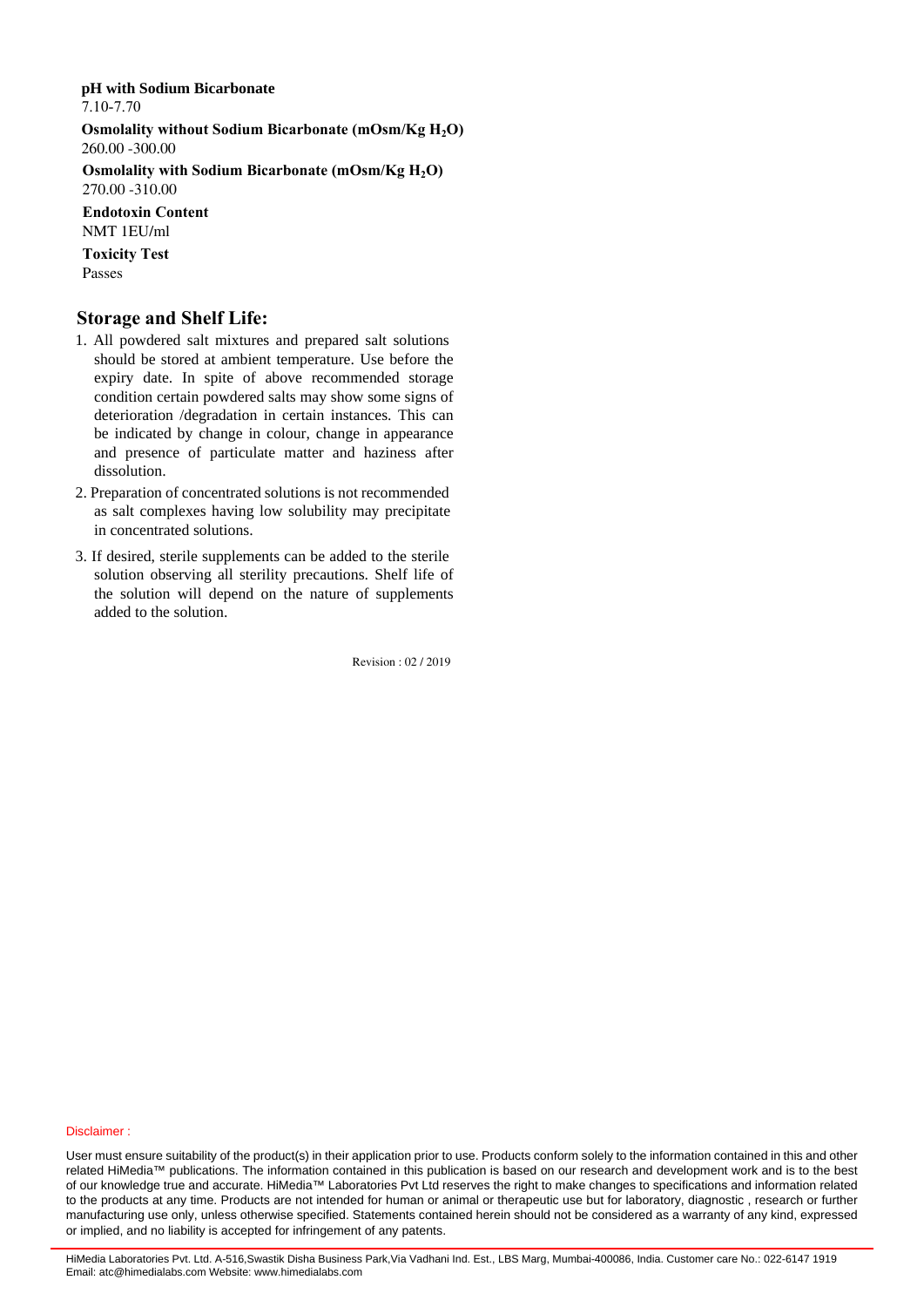**pH with Sodium Bicarbonate**

7.10-7.70

**Osmolality without Sodium Bicarbonate (mOsm/Kg $H_2O$)**

260.00 -300.00

**Osmolality with Sodium Bicarbonate (mOsm/Kg $H_2O$)**

270.00 -310.00

**Endotoxin Content**

NMT 1EU/ml

**Toxicity Test**

Passes

## Storage and Shelf Life:

1. All powdered salt mixtures and prepared salt solutions should be stored at ambient temperature. Use before the expiry date. In spite of above recommended storage condition certain powdered salts may show some signs of deterioration /degradation in certain instances. This can be indicated by change in colour, change in appearance and presence of particulate matter and haziness after dissolution.
2. Preparation of concentrated solutions is not recommended as salt complexes having low solubility may precipitate in concentrated solutions.
3. If desired, sterile supplements can be added to the sterile solution observing all sterility precautions. Shelf life of the solution will depend on the nature of supplements added to the solution.

Revision : 02 / 2019

Disclaimer :

User must ensure suitability of the product(s) in their application prior to use. Products conform solely to the information contained in this and other related HiMedia™ publications. The information contained in this publication is based on our research and development work and is to the best of our knowledge true and accurate. HiMedia™ Laboratories Pvt Ltd reserves the right to make changes to specifications and information related to the products at any time. Products are not intended for human or animal or therapeutic use but for laboratory, diagnostic , research or further manufacturing use only, unless otherwise specified. Statements contained herein should not be considered as a warranty of any kind, expressed or implied, and no liability is accepted for infringement of any patents.

HiMedia Laboratories Pvt. Ltd. A-516,Swastik Disha Business Park,Via Vadhani Ind. Est., LBS Marg, Mumbai-400086, India. Customer care No.: 022-6147 1919 Email: atc@himedialabs.com Website: www.himedialabs.com